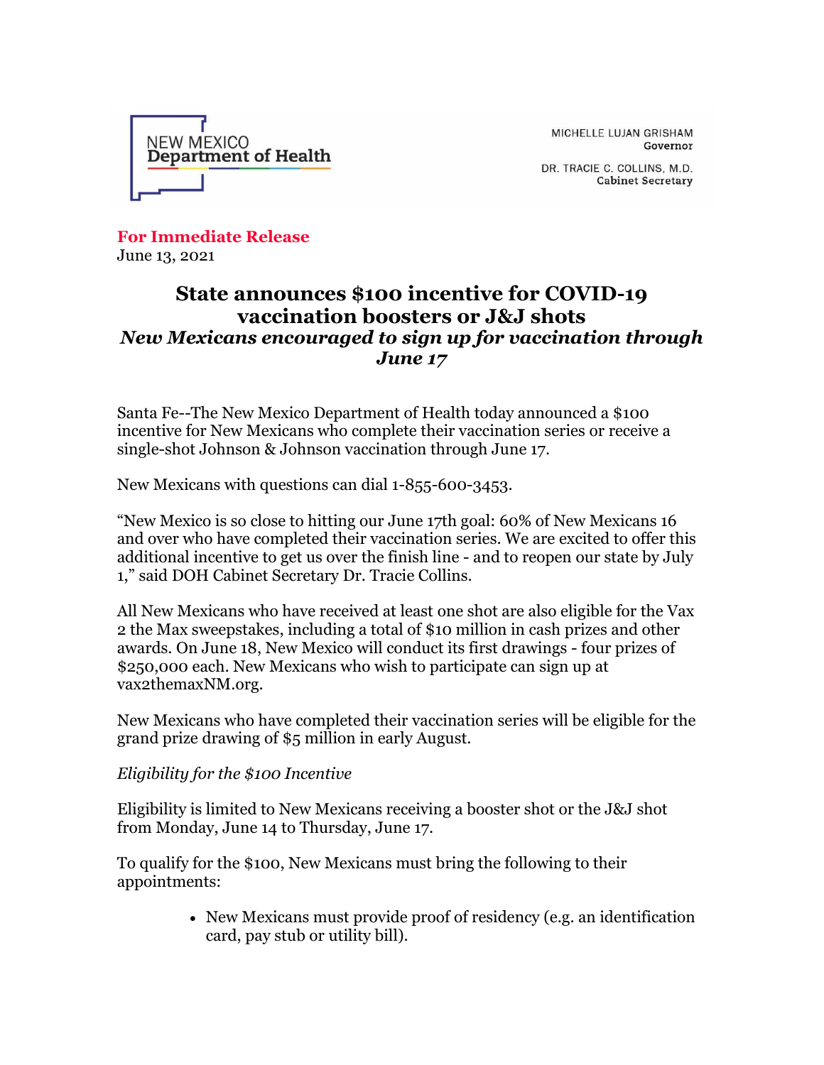NEW MEXICO
**Department of Health**

MICHELLE LUJAN GRISHAM
**Governor**

DR. TRACIE C. COLLINS, M.D.
**Cabinet Secretary**

**For Immediate Release**
June 13, 2021

# State announces $100 incentive for COVID-19 vaccination boosters or J&J shots

## *New Mexicans encouraged to sign up for vaccination through June 17*

Santa Fe--The New Mexico Department of Health today announced a $100 incentive for New Mexicans who complete their vaccination series or receive a single-shot Johnson & Johnson vaccination through June 17.

New Mexicans with questions can dial 1-855-600-3453.

"New Mexico is so close to hitting our June 17th goal: 60% of New Mexicans 16 and over who have completed their vaccination series. We are excited to offer this additional incentive to get us over the finish line - and to reopen our state by July 1," said DOH Cabinet Secretary Dr. Tracie Collins.

All New Mexicans who have received at least one shot are also eligible for the Vax 2 the Max sweepstakes, including a total of $10 million in cash prizes and other awards. On June 18, New Mexico will conduct its first drawings - four prizes of $250,000 each. New Mexicans who wish to participate can sign up at vax2themaxNM.org.

New Mexicans who have completed their vaccination series will be eligible for the grand prize drawing of $5 million in early August.

*Eligibility for the $100 Incentive*

Eligibility is limited to New Mexicans receiving a booster shot or the J&J shot from Monday, June 14 to Thursday, June 17.

To qualify for the $100, New Mexicans must bring the following to their appointments:

- New Mexicans must provide proof of residency (e.g. an identification card, pay stub or utility bill).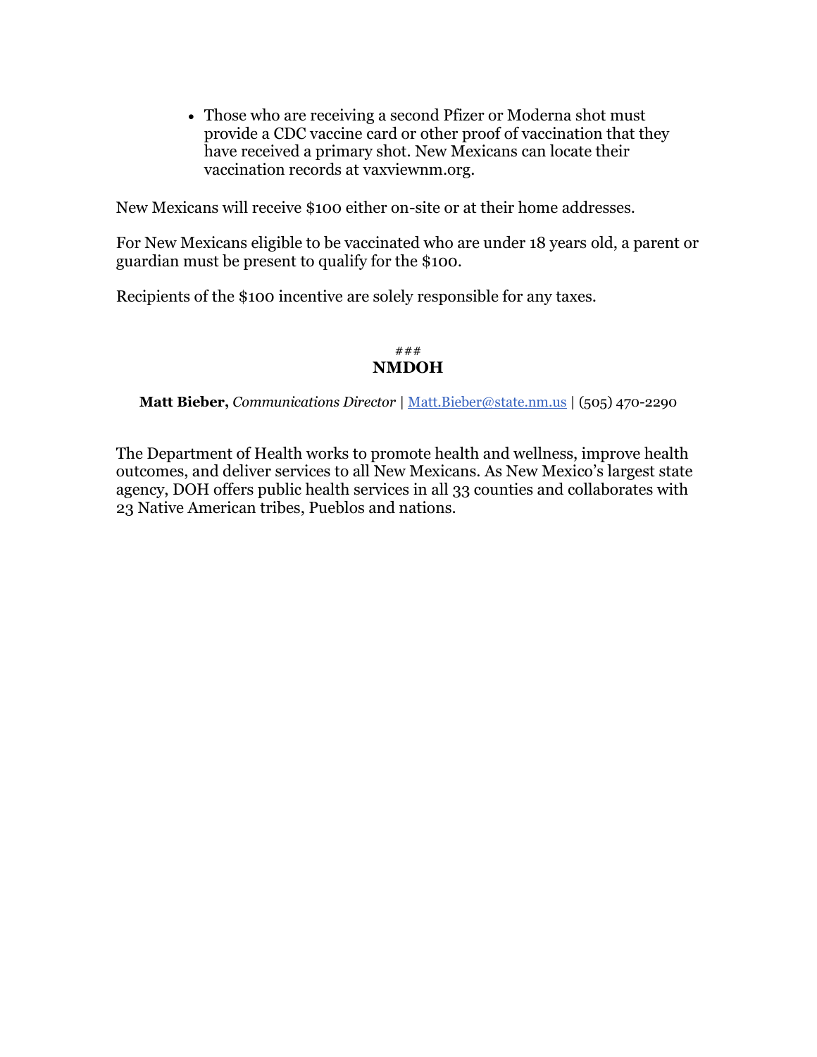- Those who are receiving a second Pfizer or Moderna shot must provide a CDC vaccine card or other proof of vaccination that they have received a primary shot. New Mexicans can locate their vaccination records at vaxviewnm.org.

New Mexicans will receive $100 either on-site or at their home addresses.

For New Mexicans eligible to be vaccinated who are under 18 years old, a parent or guardian must be present to qualify for the $100.

Recipients of the $100 incentive are solely responsible for any taxes.

###

**NMDOH**

**Matt Bieber,** *Communications Director* | [Matt.Bieber@state.nm.us](mailto:Matt.Bieber@state.nm.us) | (505) 470-2290

The Department of Health works to promote health and wellness, improve health outcomes, and deliver services to all New Mexicans. As New Mexico's largest state agency, DOH offers public health services in all 33 counties and collaborates with 23 Native American tribes, Pueblos and nations.